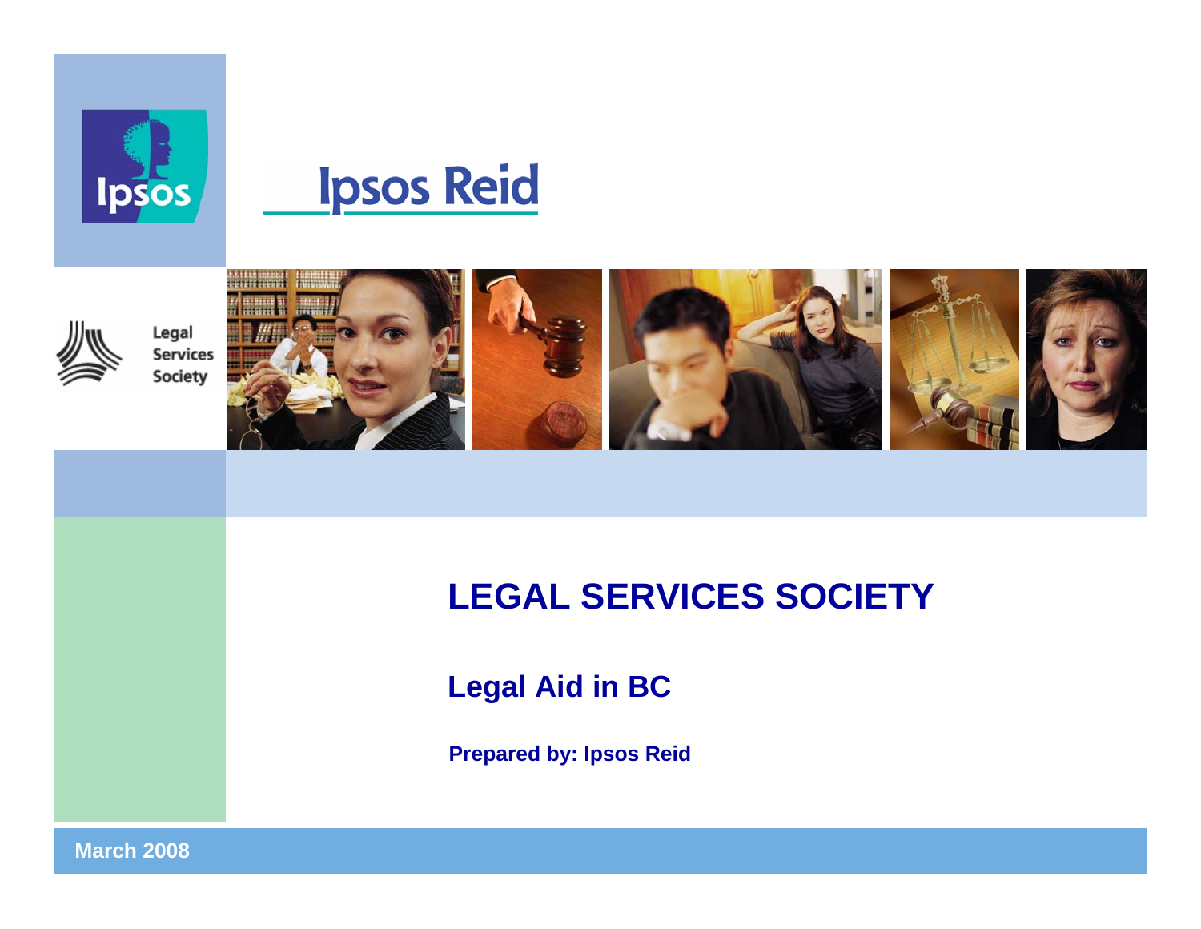Ipsos

Ipsos Reid

Legal Services Society

# LEGAL SERVICES SOCIETY

## Legal Aid in BC

**Prepared by: Ipsos Reid**

**March 2008**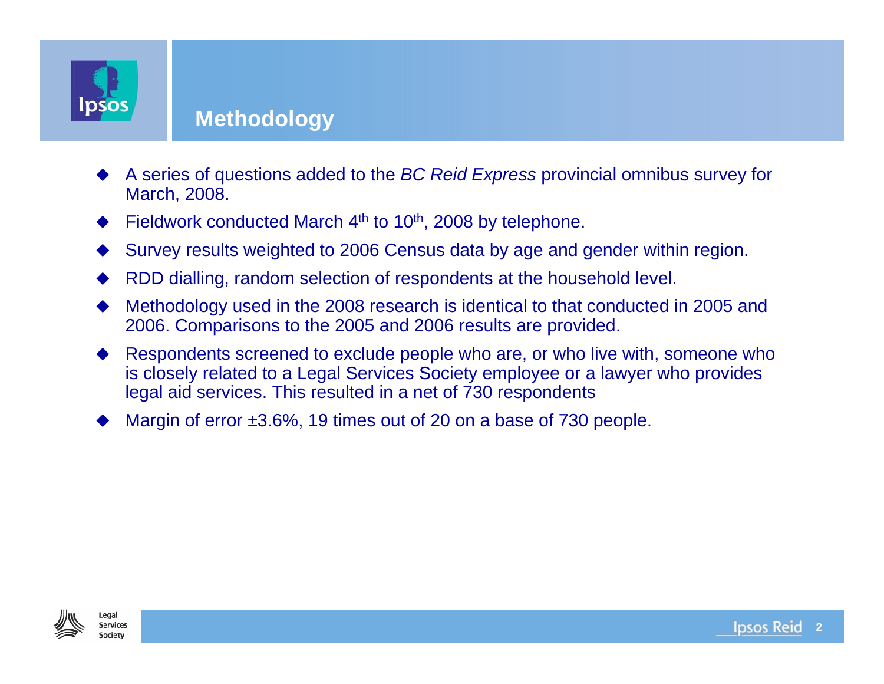# Methodology

- A series of questions added to the *BC Reid Express* provincial omnibus survey for March, 2008.
- Fieldwork conducted March 4th to 10th, 2008 by telephone.
- Survey results weighted to 2006 Census data by age and gender within region.
- RDD dialling, random selection of respondents at the household level.
- Methodology used in the 2008 research is identical to that conducted in 2005 and 2006. Comparisons to the 2005 and 2006 results are provided.
- Respondents screened to exclude people who are, or who live with, someone who is closely related to a Legal Services Society employee or a lawyer who provides legal aid services. This resulted in a net of 730 respondents
- Margin of error ±3.6%, 19 times out of 20 on a base of 730 people.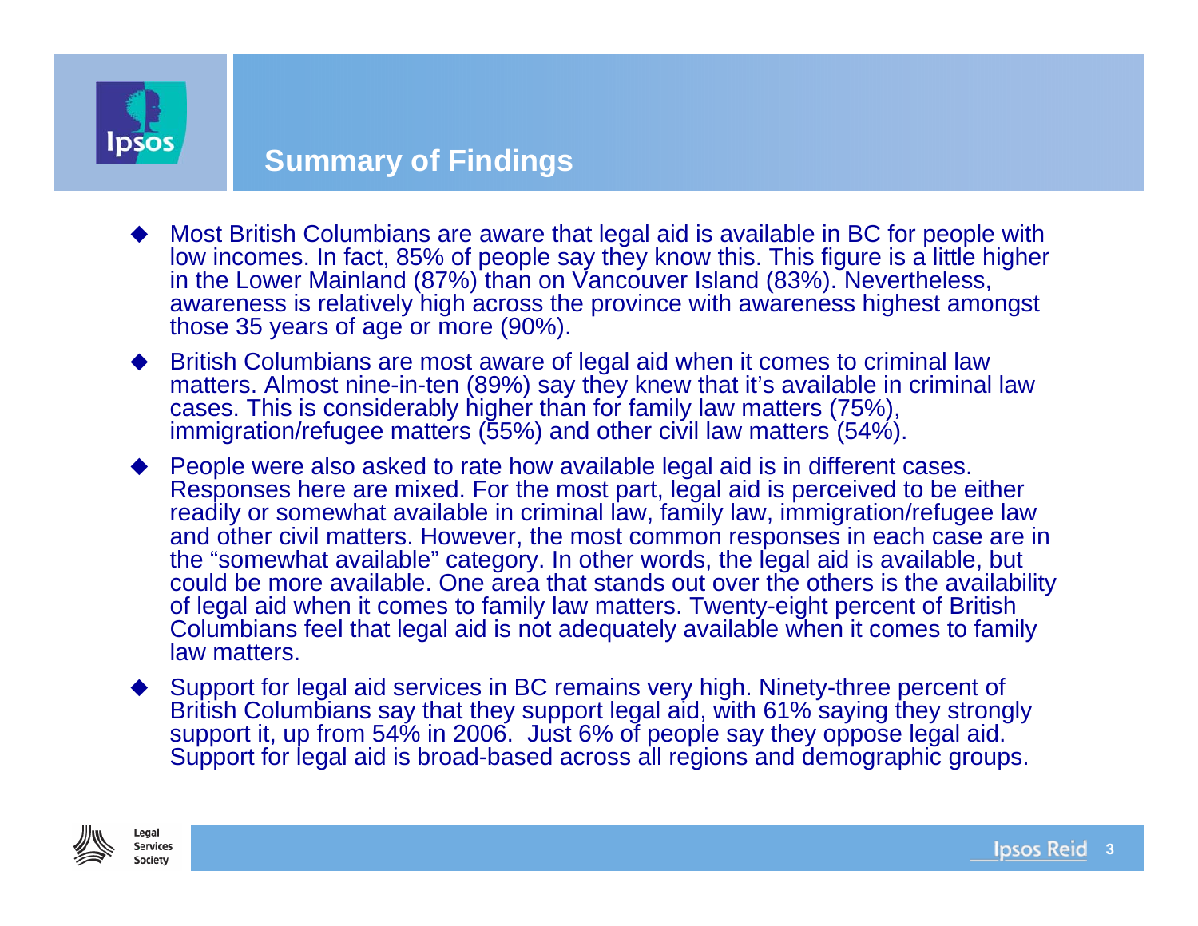## Summary of Findings

- Most British Columbians are aware that legal aid is available in BC for people with low incomes. In fact, 85% of people say they know this. This figure is a little higher in the Lower Mainland (87%) than on Vancouver Island (83%). Nevertheless, awareness is relatively high across the province with awareness highest amongst those 35 years of age or more (90%).
- British Columbians are most aware of legal aid when it comes to criminal law matters. Almost nine-in-ten (89%) say they knew that it's available in criminal law cases. This is considerably higher than for family law matters (75%), immigration/refugee matters (55%) and other civil law matters (54%).
- People were also asked to rate how available legal aid is in different cases. Responses here are mixed. For the most part, legal aid is perceived to be either readily or somewhat available in criminal law, family law, immigration/refugee law and other civil matters. However, the most common responses in each case are in the "somewhat available" category. In other words, the legal aid is available, but could be more available. One area that stands out over the others is the availability of legal aid when it comes to family law matters. Twenty-eight percent of British Columbians feel that legal aid is not adequately available when it comes to family law matters.
- Support for legal aid services in BC remains very high. Ninety-three percent of British Columbians say that they support legal aid, with 61% saying they strongly support it, up from 54% in 2006. Just 6% of people say they oppose legal aid. Support for legal aid is broad-based across all regions and demographic groups.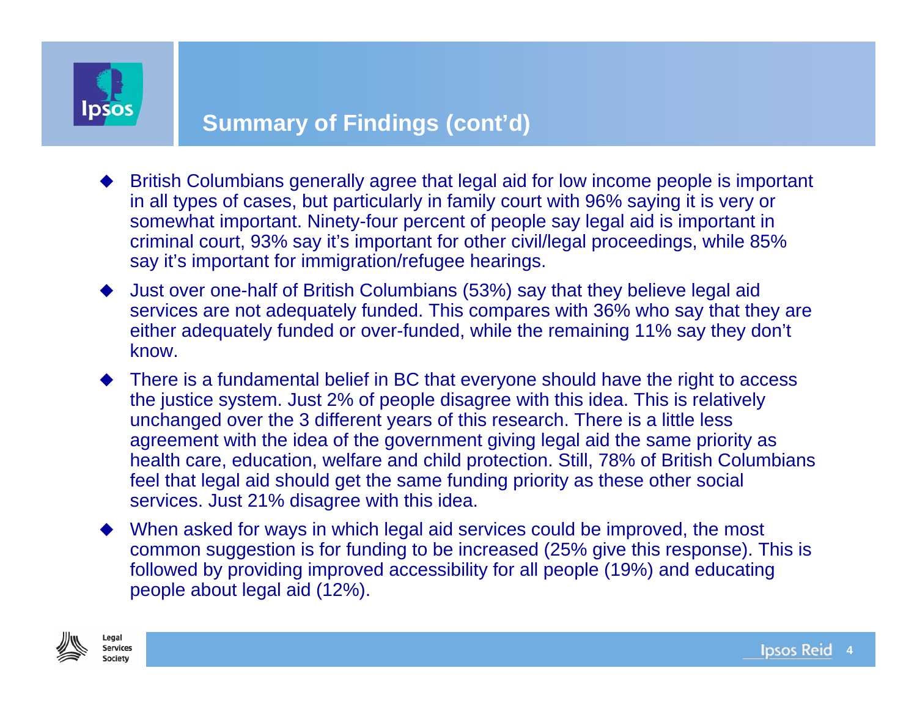## Summary of Findings (cont'd)

- British Columbians generally agree that legal aid for low income people is important in all types of cases, but particularly in family court with 96% saying it is very or somewhat important. Ninety-four percent of people say legal aid is important in criminal court, 93% say it's important for other civil/legal proceedings, while 85% say it's important for immigration/refugee hearings.
- Just over one-half of British Columbians (53%) say that they believe legal aid services are not adequately funded. This compares with 36% who say that they are either adequately funded or over-funded, while the remaining 11% say they don't know.
- There is a fundamental belief in BC that everyone should have the right to access the justice system. Just 2% of people disagree with this idea. This is relatively unchanged over the 3 different years of this research. There is a little less agreement with the idea of the government giving legal aid the same priority as health care, education, welfare and child protection. Still, 78% of British Columbians feel that legal aid should get the same funding priority as these other social services. Just 21% disagree with this idea.
- When asked for ways in which legal aid services could be improved, the most common suggestion is for funding to be increased (25% give this response). This is followed by providing improved accessibility for all people (19%) and educating people about legal aid (12%).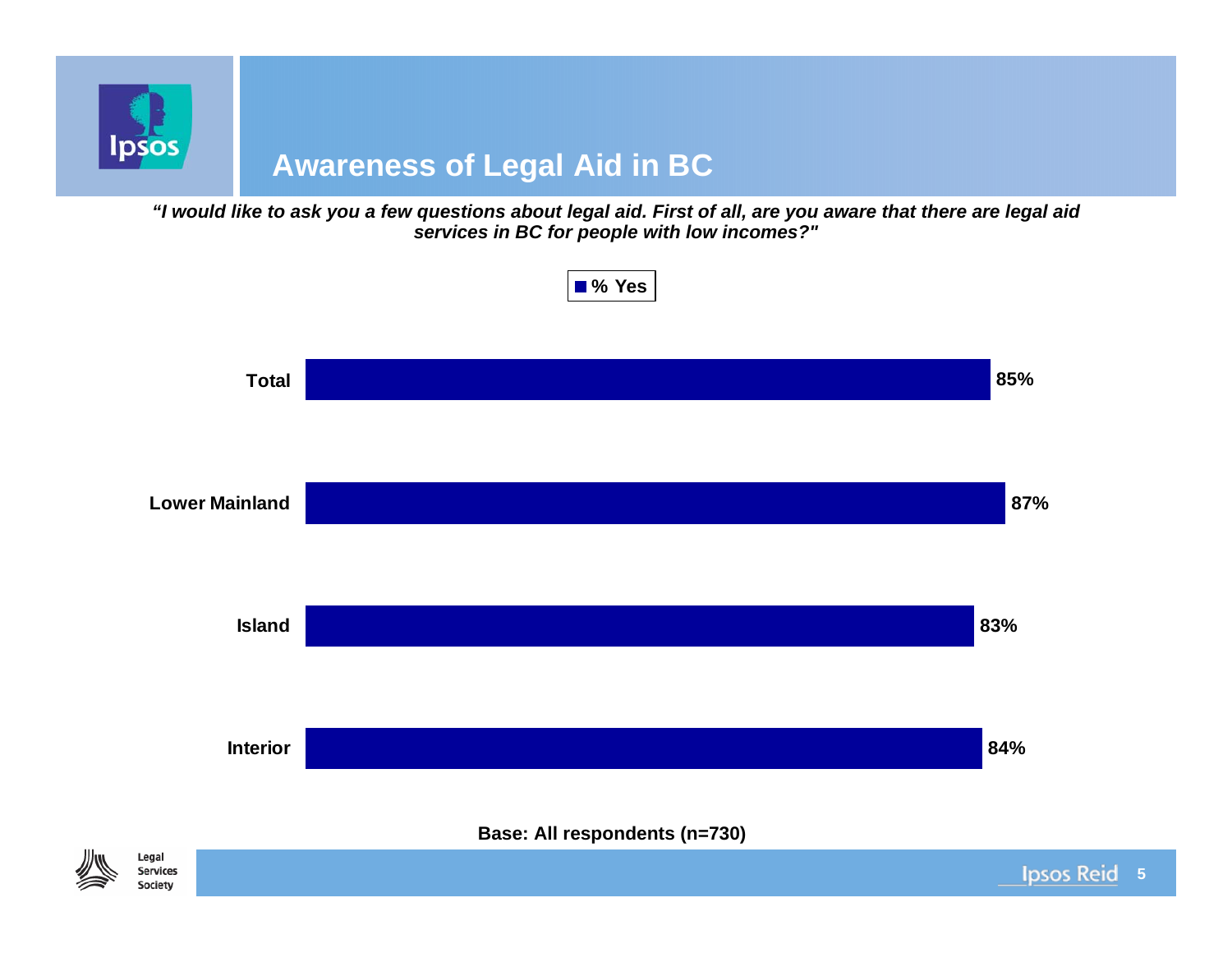# Awareness of Legal Aid in BC

***"I would like to ask you a few questions about legal aid. First of all, are you aware that there are legal aid services in BC for people with low incomes?"***

| | % Yes |
|---|---|
| Total | 85% |
| Lower Mainland | 87% |
| Island | 83% |
| Interior | 84% |

**Base: All respondents (n=730)**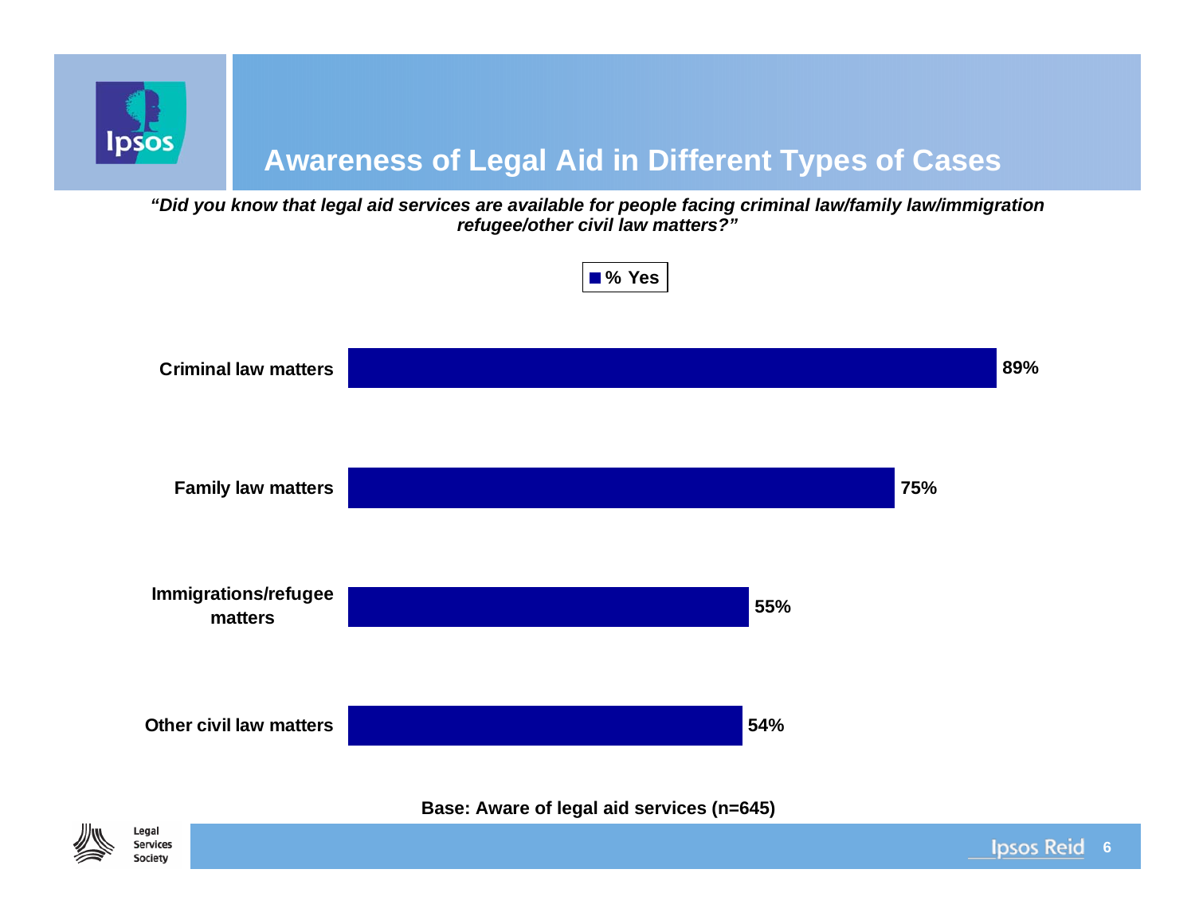# Awareness of Legal Aid in Different Types of Cases

*"Did you know that legal aid services are available for people facing criminal law/family law/immigration refugee/other civil law matters?"*

| | % Yes |
|---|---|
| Criminal law matters | 89% |
| Family law matters | 75% |
| Immigrations/refugee matters | 55% |
| Other civil law matters | 54% |

**Base: Aware of legal aid services (n=645)**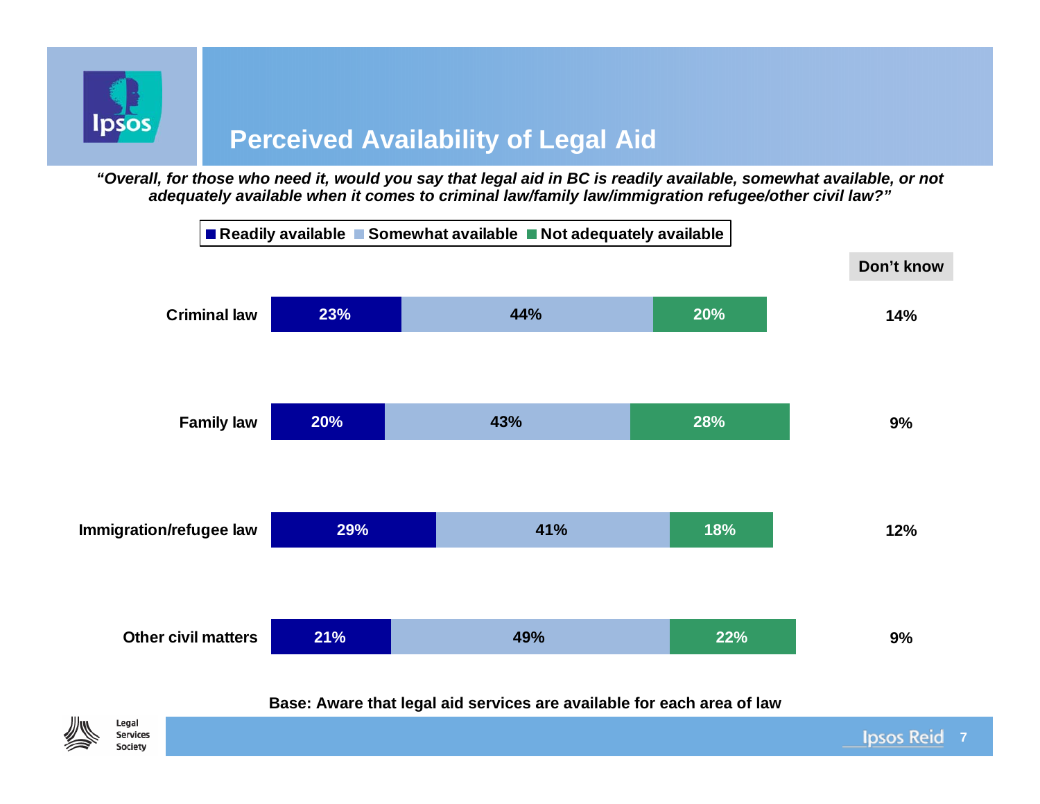# Perceived Availability of Legal Aid

*"Overall, for those who need it, would you say that legal aid in BC is readily available, somewhat available, or not adequately available when it comes to criminal law/family law/immigration refugee/other civil law?"*

| | Readily available | Somewhat available | Not adequately available | Don't know |
|---|---|---|---|---|
| Criminal law | 23% | 44% | 20% | 14% |
| Family law | 20% | 43% | 28% | 9% |
| Immigration/refugee law | 29% | 41% | 18% | 12% |
| Other civil matters | 21% | 49% | 22% | 9% |

**Base: Aware that legal aid services are available for each area of law**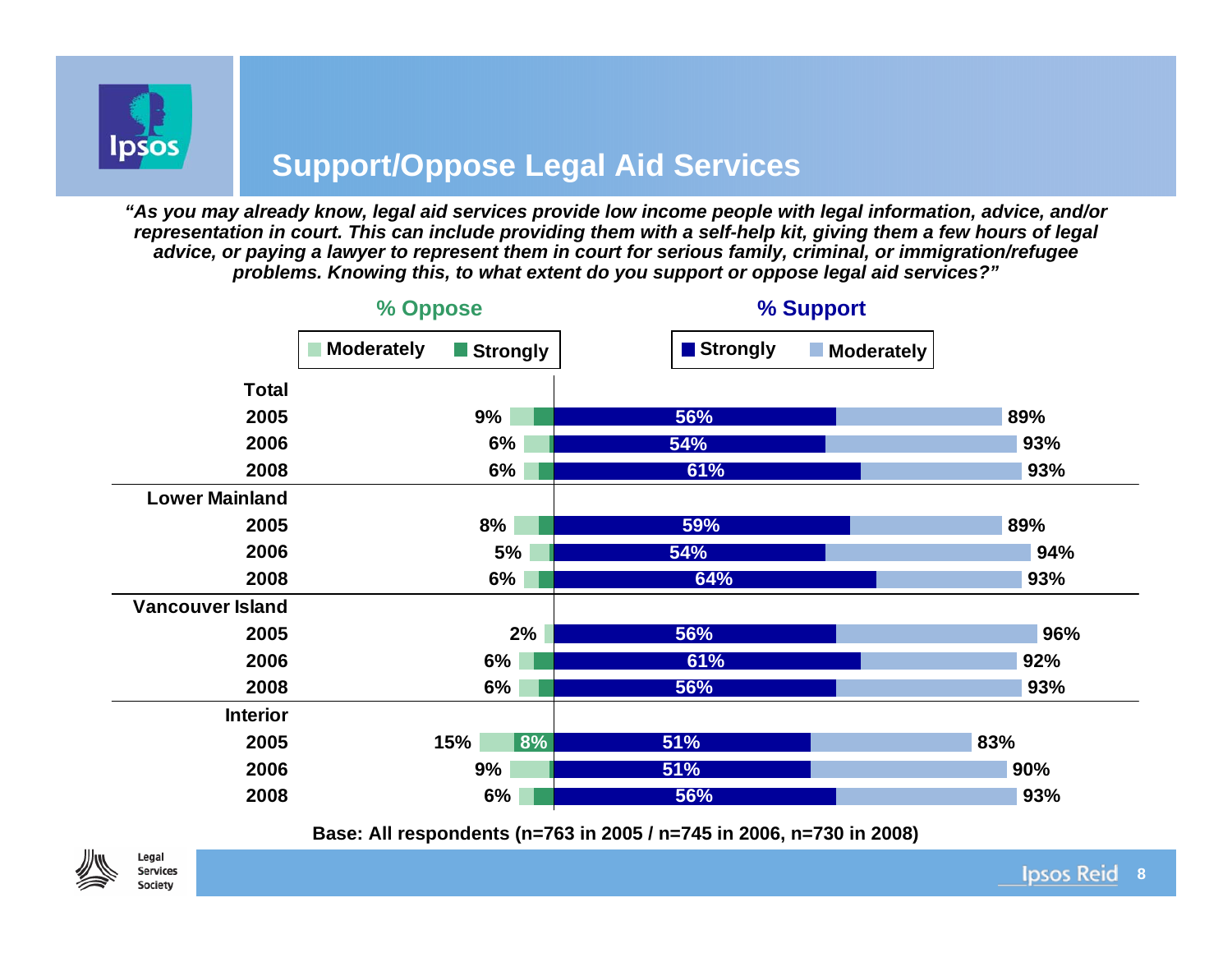# Support/Oppose Legal Aid Services

*"As you may already know, legal aid services provide low income people with legal information, advice, and/or representation in court. This can include providing them with a self-help kit, giving them a few hours of legal advice, or paying a lawyer to represent them in court for serious family, criminal, or immigration/refugee problems. Knowing this, to what extent do you support or oppose legal aid services?"*

| | % Oppose (Moderately + Strongly) | % Support – Strongly | % Support (Strongly + Moderately) |
|---|---|---|---|
| **Total** | | | |
| 2005 | 9% | 56% | 89% |
| 2006 | 6% | 54% | 93% |
| 2008 | 6% | 61% | 93% |
| **Lower Mainland** | | | |
| 2005 | 8% | 59% | 89% |
| 2006 | 5% | 54% | 94% |
| 2008 | 6% | 64% | 93% |
| **Vancouver Island** | | | |
| 2005 | 2% | 56% | 96% |
| 2006 | 6% | 61% | 92% |
| 2008 | 6% | 56% | 93% |
| **Interior** | | | |
| 2005 | 15% (Strongly: 8%) | 51% | 83% |
| 2006 | 9% | 51% | 90% |
| 2008 | 6% | 56% | 93% |

**Base: All respondents (n=763 in 2005 / n=745 in 2006, n=730 in 2008)**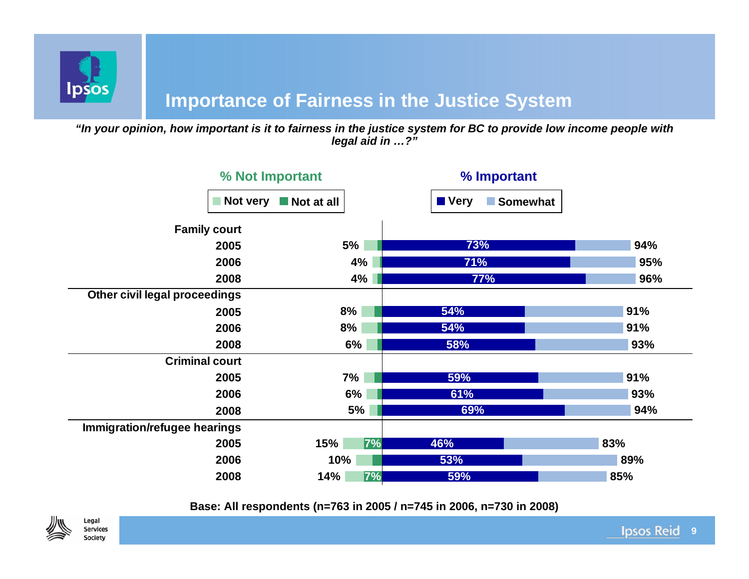# Importance of Fairness in the Justice System

***"In your opinion, how important is it to fairness in the justice system for BC to provide low income people with legal aid in …?"***

| | % Not Important (Not very + Not at all) | Not at all (labelled) | % Very Important | % Important (Very + Somewhat) |
|---|---|---|---|---|
| **Family court** | | | | |
| 2005 | 5% | | 73% | 94% |
| 2006 | 4% | | 71% | 95% |
| 2008 | 4% | | 77% | 96% |
| **Other civil legal proceedings** | | | | |
| 2005 | 8% | | 54% | 91% |
| 2006 | 8% | | 54% | 91% |
| 2008 | 6% | | 58% | 93% |
| **Criminal court** | | | | |
| 2005 | 7% | | 59% | 91% |
| 2006 | 6% | | 61% | 93% |
| 2008 | 5% | | 69% | 94% |
| **Immigration/refugee hearings** | | | | |
| 2005 | 15% | 7% | 46% | 83% |
| 2006 | 10% | | 53% | 89% |
| 2008 | 14% | 7% | 59% | 85% |

**Base: All respondents (n=763 in 2005 / n=745 in 2006, n=730 in 2008)**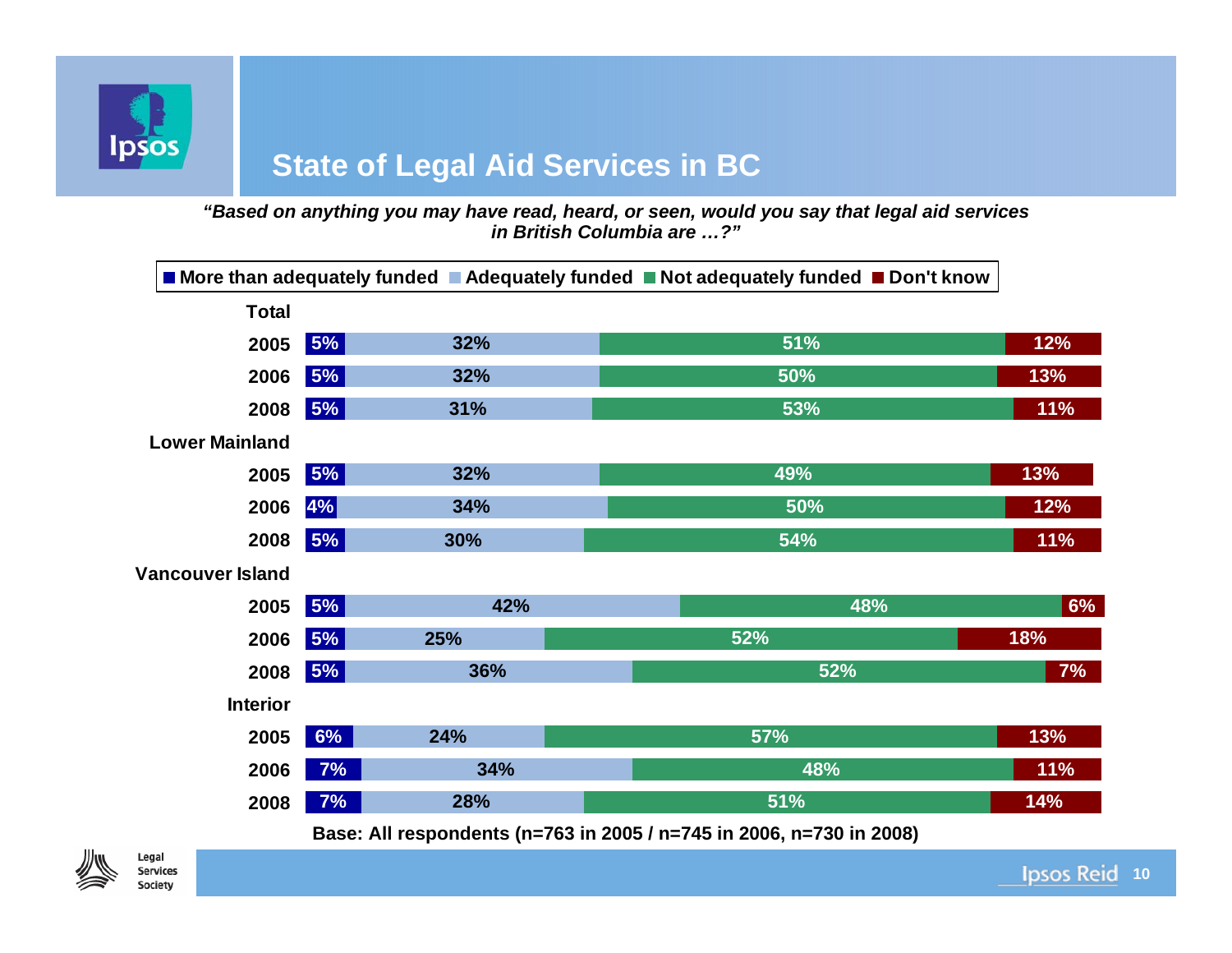# State of Legal Aid Services in BC

*"Based on anything you may have read, heard, or seen, would you say that legal aid services in British Columbia are …?"*

| | More than adequately funded | Adequately funded | Not adequately funded | Don't know |
|---|---|---|---|---|
| **Total** | | | | |
| 2005 | 5% | 32% | 51% | 12% |
| 2006 | 5% | 32% | 50% | 13% |
| 2008 | 5% | 31% | 53% | 11% |
| **Lower Mainland** | | | | |
| 2005 | 5% | 32% | 49% | 13% |
| 2006 | 4% | 34% | 50% | 12% |
| 2008 | 5% | 30% | 54% | 11% |
| **Vancouver Island** | | | | |
| 2005 | 5% | 42% | 48% | 6% |
| 2006 | 5% | 25% | 52% | 18% |
| 2008 | 5% | 36% | 52% | 7% |
| **Interior** | | | | |
| 2005 | 6% | 24% | 57% | 13% |
| 2006 | 7% | 34% | 48% | 11% |
| 2008 | 7% | 28% | 51% | 14% |

**Base: All respondents (n=763 in 2005 / n=745 in 2006, n=730 in 2008)**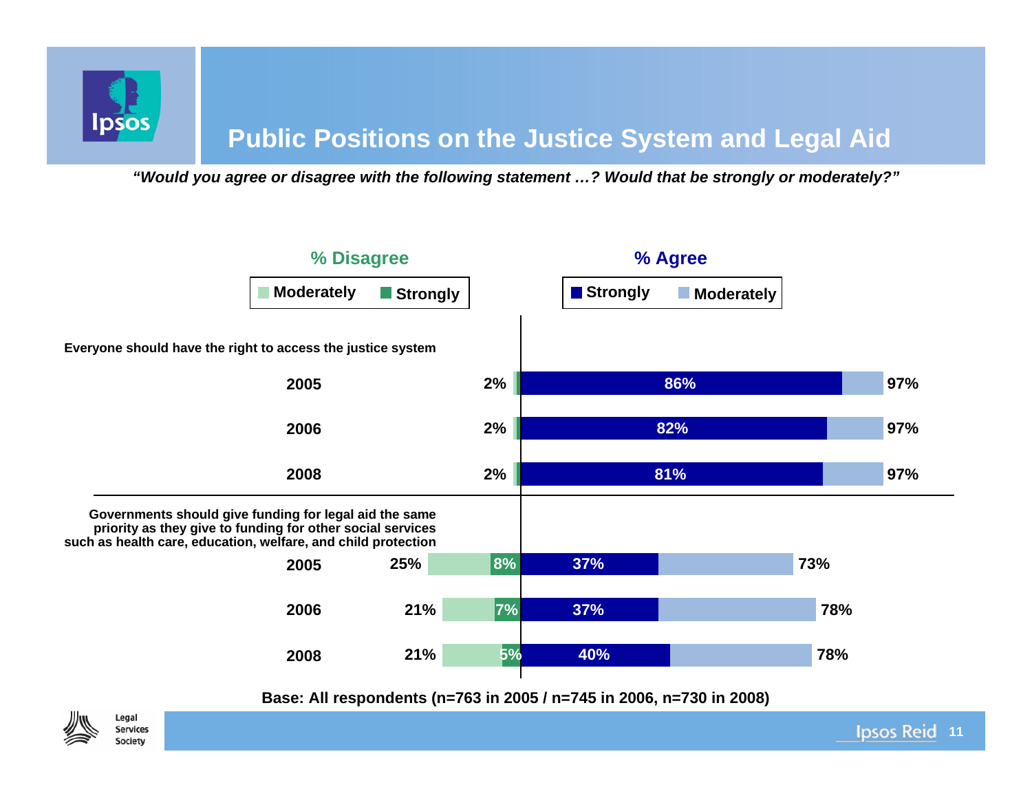# Public Positions on the Justice System and Legal Aid

*"Would you agree or disagree with the following statement …? Would that be strongly or moderately?"*

| Statement | Year | % Disagree (total) | Disagree Strongly | Agree Strongly | % Agree (total) |
|---|---|---|---|---|---|
| Everyone should have the right to access the justice system | 2005 | 2% | | 86% | 97% |
| | 2006 | 2% | | 82% | 97% |
| | 2008 | 2% | | 81% | 97% |
| Governments should give funding for legal aid the same priority as they give to funding for other social services such as health care, education, welfare, and child protection | 2005 | 25% | 8% | 37% | 73% |
| | 2006 | 21% | 7% | 37% | 78% |
| | 2008 | 21% | 5% | 40% | 78% |

**Base: All respondents (n=763 in 2005 / n=745 in 2006, n=730 in 2008)**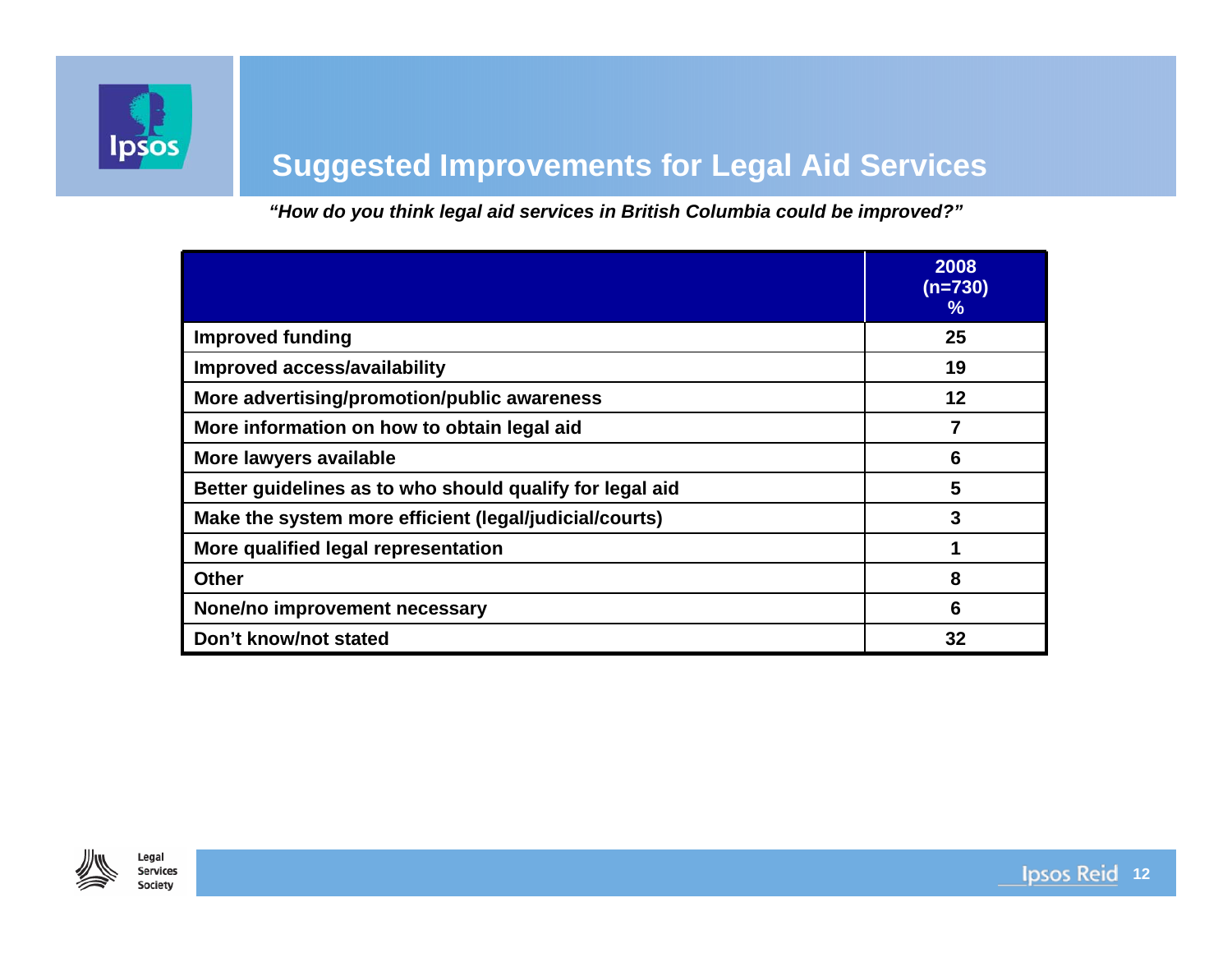## Suggested Improvements for Legal Aid Services

***"How do you think legal aid services in British Columbia could be improved?"***

| | 2008 (n=730) % |
|---|---|
| **Improved funding** | **25** |
| **Improved access/availability** | **19** |
| **More advertising/promotion/public awareness** | **12** |
| **More information on how to obtain legal aid** | **7** |
| **More lawyers available** | **6** |
| **Better guidelines as to who should qualify for legal aid** | **5** |
| **Make the system more efficient (legal/judicial/courts)** | **3** |
| **More qualified legal representation** | **1** |
| **Other** | **8** |
| **None/no improvement necessary** | **6** |
| **Don't know/not stated** | **32** |